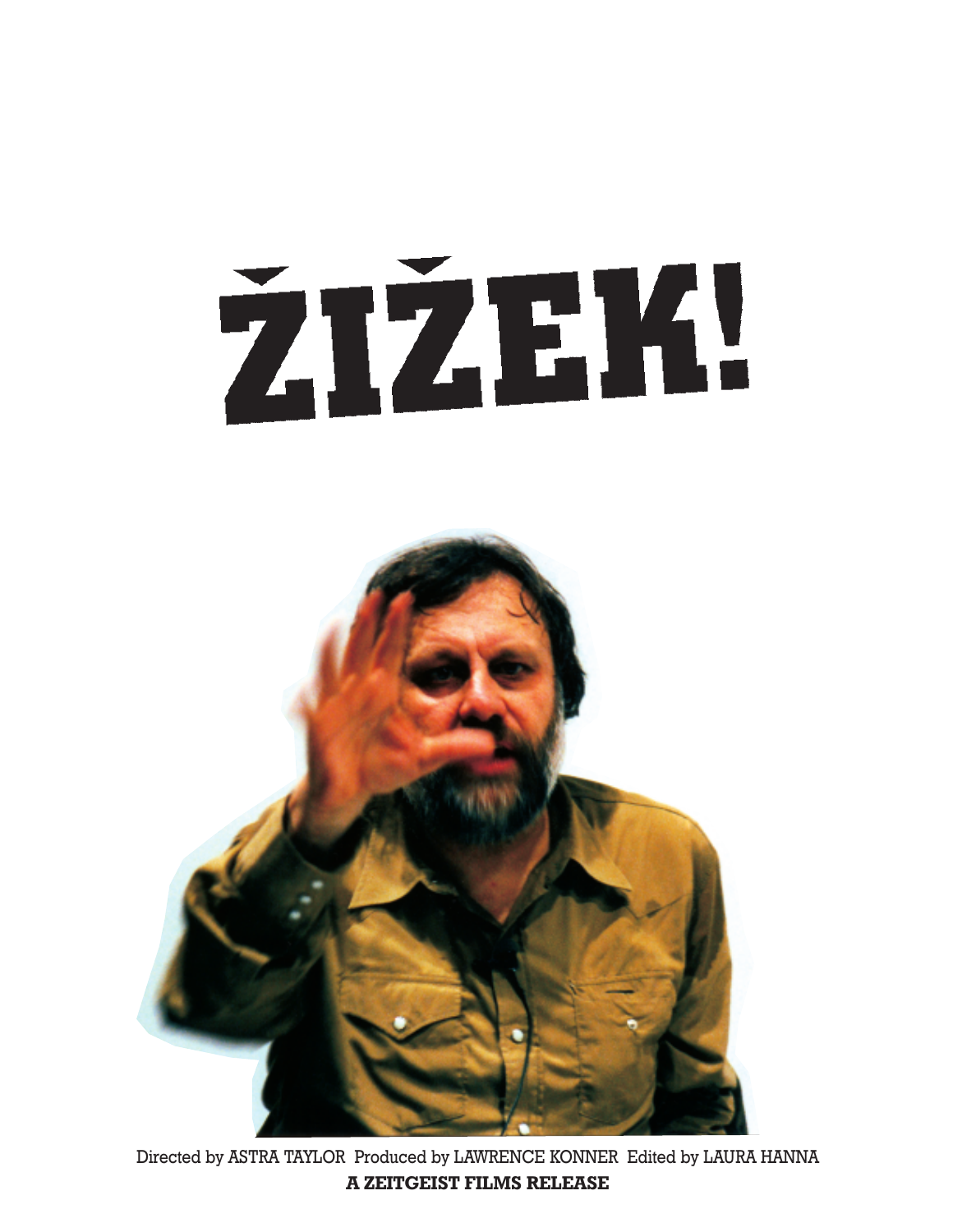# ŽIŽEK!

Directed by ASTRA TAYLOR Produced by LAWRENCE KONNER Edited by LAURA HANNA

**A ZEITGEIST FILMS RELEASE**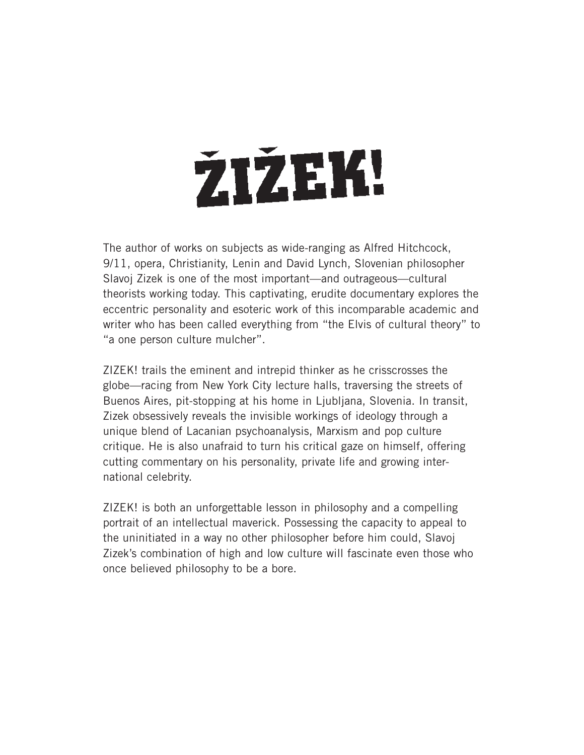# ŽIŽEK!

The author of works on subjects as wide-ranging as Alfred Hitchcock, 9/11, opera, Christianity, Lenin and David Lynch, Slovenian philosopher Slavoj Zizek is one of the most important—and outrageous—cultural theorists working today. This captivating, erudite documentary explores the eccentric personality and esoteric work of this incomparable academic and writer who has been called everything from "the Elvis of cultural theory" to "a one person culture mulcher".

ZIZEK! trails the eminent and intrepid thinker as he crisscrosses the globe—racing from New York City lecture halls, traversing the streets of Buenos Aires, pit-stopping at his home in Ljubljana, Slovenia. In transit, Zizek obsessively reveals the invisible workings of ideology through a unique blend of Lacanian psychoanalysis, Marxism and pop culture critique. He is also unafraid to turn his critical gaze on himself, offering cutting commentary on his personality, private life and growing international celebrity.

ZIZEK! is both an unforgettable lesson in philosophy and a compelling portrait of an intellectual maverick. Possessing the capacity to appeal to the uninitiated in a way no other philosopher before him could, Slavoj Zizek's combination of high and low culture will fascinate even those who once believed philosophy to be a bore.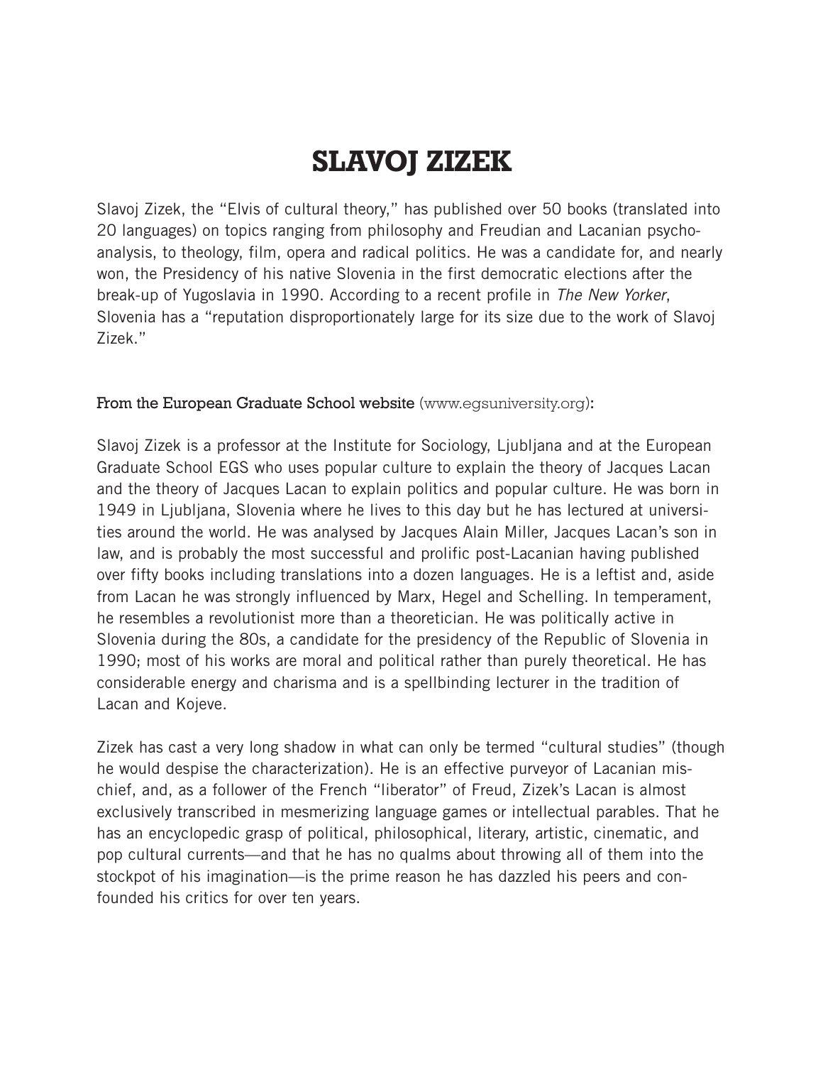# SLAVOJ ZIZEK

Slavoj Zizek, the "Elvis of cultural theory," has published over 50 books (translated into 20 languages) on topics ranging from philosophy and Freudian and Lacanian psychoanalysis, to theology, film, opera and radical politics. He was a candidate for, and nearly won, the Presidency of his native Slovenia in the first democratic elections after the break-up of Yugoslavia in 1990. According to a recent profile in *The New Yorker*, Slovenia has a "reputation disproportionately large for its size due to the work of Slavoj Zizek."

From the European Graduate School website (www.egsuniversity.org):

Slavoj Zizek is a professor at the Institute for Sociology, Ljubljana and at the European Graduate School EGS who uses popular culture to explain the theory of Jacques Lacan and the theory of Jacques Lacan to explain politics and popular culture. He was born in 1949 in Ljubljana, Slovenia where he lives to this day but he has lectured at universities around the world. He was analysed by Jacques Alain Miller, Jacques Lacan's son in law, and is probably the most successful and prolific post-Lacanian having published over fifty books including translations into a dozen languages. He is a leftist and, aside from Lacan he was strongly influenced by Marx, Hegel and Schelling. In temperament, he resembles a revolutionist more than a theoretician. He was politically active in Slovenia during the 80s, a candidate for the presidency of the Republic of Slovenia in 1990; most of his works are moral and political rather than purely theoretical. He has considerable energy and charisma and is a spellbinding lecturer in the tradition of Lacan and Kojeve.

Zizek has cast a very long shadow in what can only be termed "cultural studies" (though he would despise the characterization). He is an effective purveyor of Lacanian mischief, and, as a follower of the French "liberator" of Freud, Zizek's Lacan is almost exclusively transcribed in mesmerizing language games or intellectual parables. That he has an encyclopedic grasp of political, philosophical, literary, artistic, cinematic, and pop cultural currents—and that he has no qualms about throwing all of them into the stockpot of his imagination—is the prime reason he has dazzled his peers and confounded his critics for over ten years.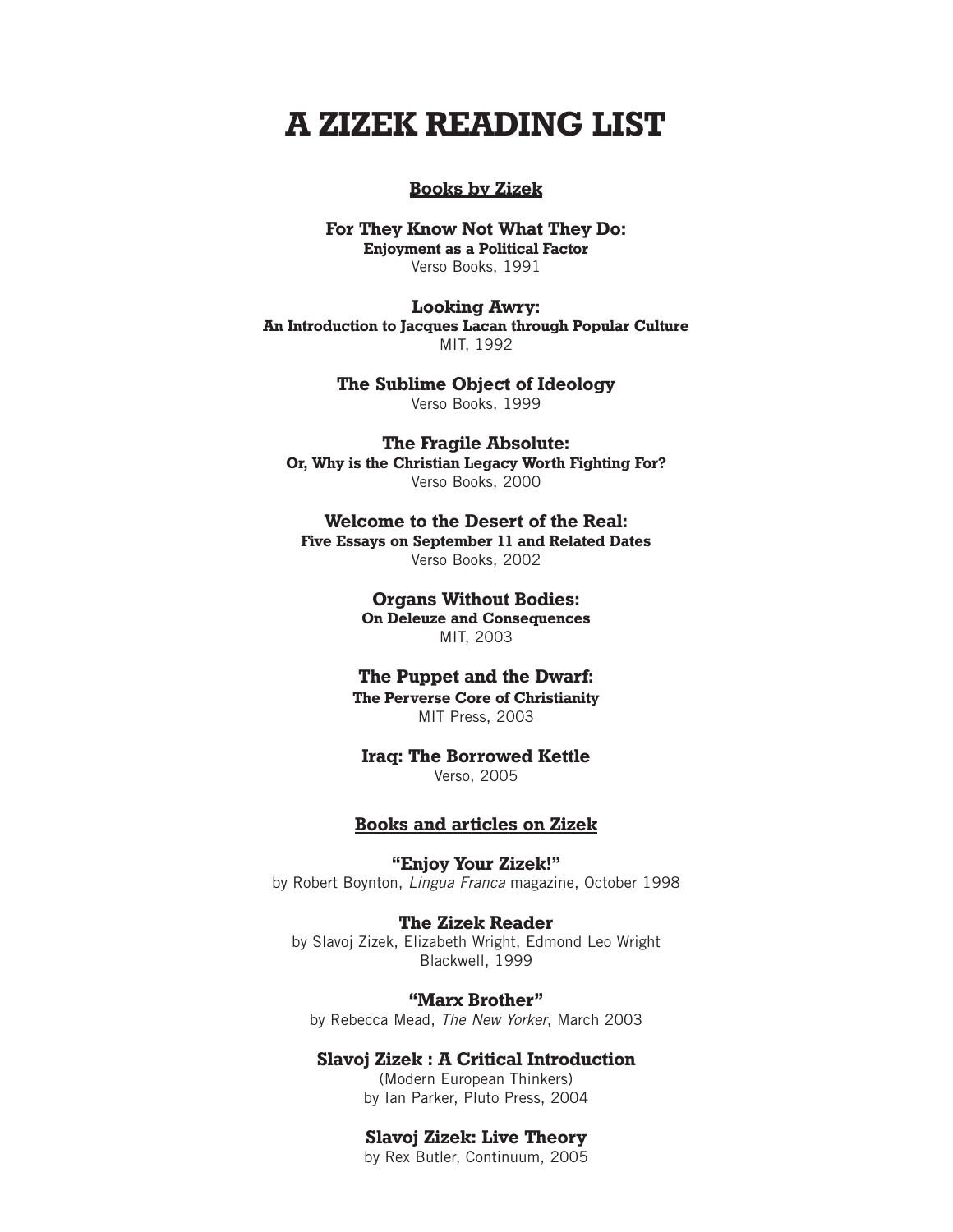# A ZIZEK READING LIST

## Books by Zizek

**For They Know Not What They Do:**
**Enjoyment as a Political Factor**
Verso Books, 1991

**Looking Awry:**
**An Introduction to Jacques Lacan through Popular Culture**
MIT, 1992

**The Sublime Object of Ideology**
Verso Books, 1999

**The Fragile Absolute:**
**Or, Why is the Christian Legacy Worth Fighting For?**
Verso Books, 2000

**Welcome to the Desert of the Real:**
**Five Essays on September 11 and Related Dates**
Verso Books, 2002

**Organs Without Bodies:**
**On Deleuze and Consequences**
MIT, 2003

**The Puppet and the Dwarf:**
**The Perverse Core of Christianity**
MIT Press, 2003

**Iraq: The Borrowed Kettle**
Verso, 2005

## Books and articles on Zizek

**"Enjoy Your Zizek!"**
by Robert Boynton, *Lingua Franca* magazine, October 1998

**The Zizek Reader**
by Slavoj Zizek, Elizabeth Wright, Edmond Leo Wright
Blackwell, 1999

**"Marx Brother"**
by Rebecca Mead, *The New Yorker*, March 2003

**Slavoj Zizek : A Critical Introduction**
(Modern European Thinkers)
by Ian Parker, Pluto Press, 2004

**Slavoj Zizek: Live Theory**
by Rex Butler, Continuum, 2005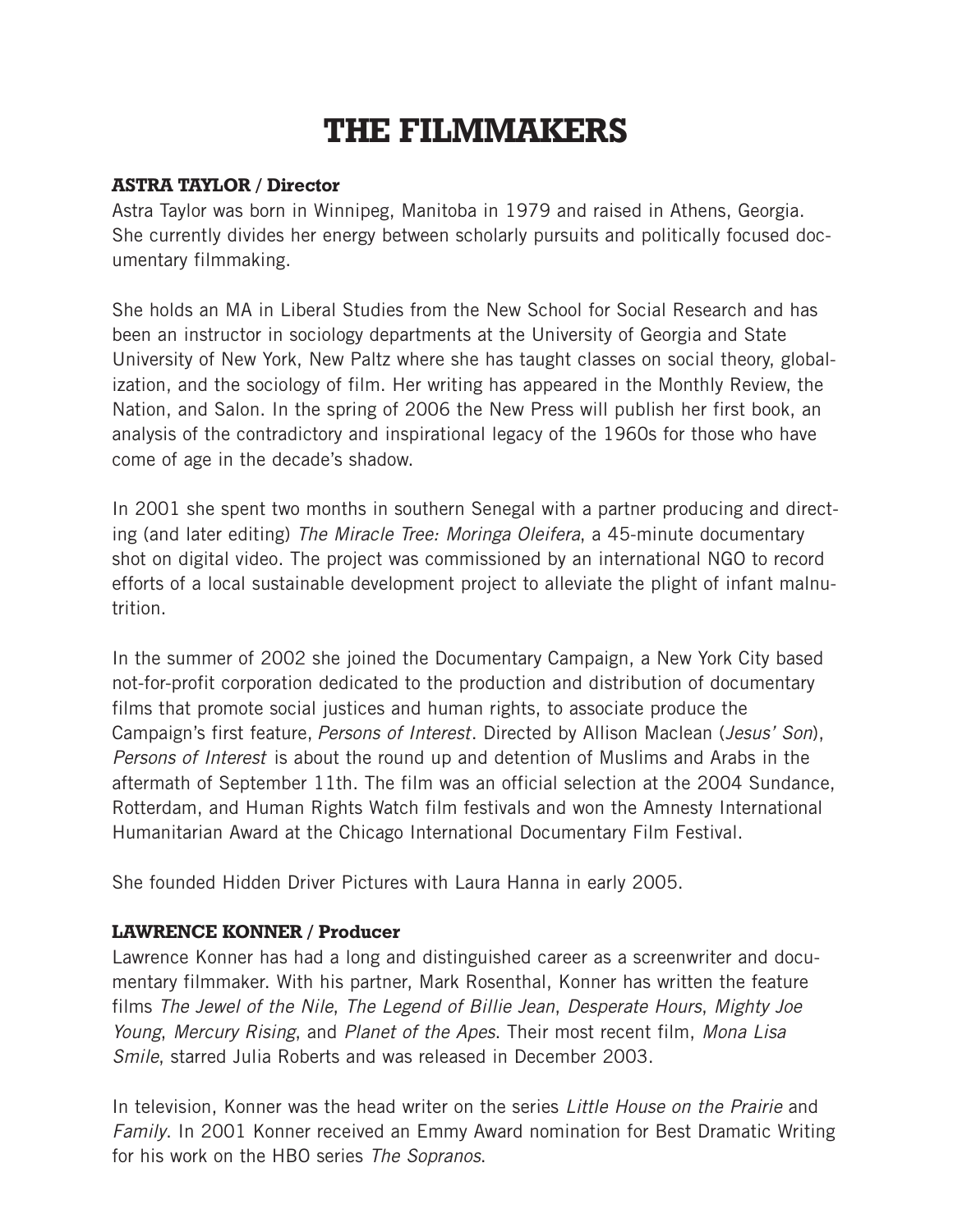# THE FILMMAKERS

**ASTRA TAYLOR / Director**

Astra Taylor was born in Winnipeg, Manitoba in 1979 and raised in Athens, Georgia. She currently divides her energy between scholarly pursuits and politically focused documentary filmmaking.

She holds an MA in Liberal Studies from the New School for Social Research and has been an instructor in sociology departments at the University of Georgia and State University of New York, New Paltz where she has taught classes on social theory, globalization, and the sociology of film. Her writing has appeared in the Monthly Review, the Nation, and Salon. In the spring of 2006 the New Press will publish her first book, an analysis of the contradictory and inspirational legacy of the 1960s for those who have come of age in the decade's shadow.

In 2001 she spent two months in southern Senegal with a partner producing and directing (and later editing) *The Miracle Tree: Moringa Oleifera*, a 45-minute documentary shot on digital video. The project was commissioned by an international NGO to record efforts of a local sustainable development project to alleviate the plight of infant malnutrition.

In the summer of 2002 she joined the Documentary Campaign, a New York City based not-for-profit corporation dedicated to the production and distribution of documentary films that promote social justices and human rights, to associate produce the Campaign's first feature, *Persons of Interest*. Directed by Allison Maclean (*Jesus' Son*), *Persons of Interest* is about the round up and detention of Muslims and Arabs in the aftermath of September 11th. The film was an official selection at the 2004 Sundance, Rotterdam, and Human Rights Watch film festivals and won the Amnesty International Humanitarian Award at the Chicago International Documentary Film Festival.

She founded Hidden Driver Pictures with Laura Hanna in early 2005.

**LAWRENCE KONNER / Producer**

Lawrence Konner has had a long and distinguished career as a screenwriter and documentary filmmaker. With his partner, Mark Rosenthal, Konner has written the feature films *The Jewel of the Nile*, *The Legend of Billie Jean*, *Desperate Hours*, *Mighty Joe Young*, *Mercury Rising*, and *Planet of the Apes*. Their most recent film, *Mona Lisa Smile*, starred Julia Roberts and was released in December 2003.

In television, Konner was the head writer on the series *Little House on the Prairie* and *Family*. In 2001 Konner received an Emmy Award nomination for Best Dramatic Writing for his work on the HBO series *The Sopranos*.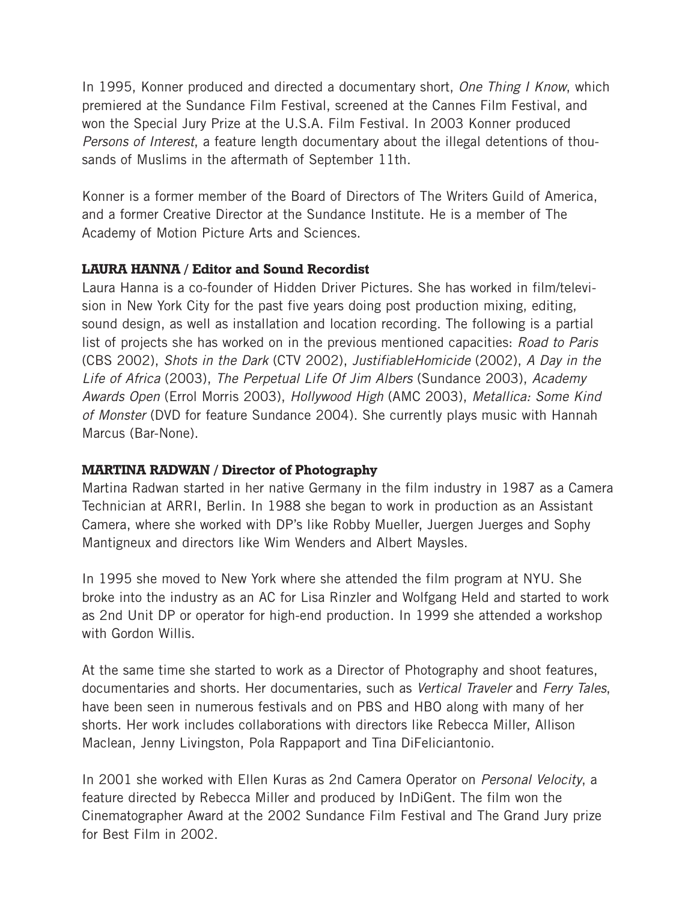In 1995, Konner produced and directed a documentary short, *One Thing I Know*, which premiered at the Sundance Film Festival, screened at the Cannes Film Festival, and won the Special Jury Prize at the U.S.A. Film Festival. In 2003 Konner produced *Persons of Interest*, a feature length documentary about the illegal detentions of thousands of Muslims in the aftermath of September 11th.

Konner is a former member of the Board of Directors of The Writers Guild of America, and a former Creative Director at the Sundance Institute. He is a member of The Academy of Motion Picture Arts and Sciences.

**LAURA HANNA / Editor and Sound Recordist**

Laura Hanna is a co-founder of Hidden Driver Pictures. She has worked in film/television in New York City for the past five years doing post production mixing, editing, sound design, as well as installation and location recording. The following is a partial list of projects she has worked on in the previous mentioned capacities: *Road to Paris* (CBS 2002), *Shots in the Dark* (CTV 2002), *JustifiableHomicide* (2002), *A Day in the Life of Africa* (2003), *The Perpetual Life Of Jim Albers* (Sundance 2003), *Academy Awards Open* (Errol Morris 2003), *Hollywood High* (AMC 2003), *Metallica: Some Kind of Monster* (DVD for feature Sundance 2004). She currently plays music with Hannah Marcus (Bar-None).

**MARTINA RADWAN / Director of Photography**

Martina Radwan started in her native Germany in the film industry in 1987 as a Camera Technician at ARRI, Berlin. In 1988 she began to work in production as an Assistant Camera, where she worked with DP's like Robby Mueller, Juergen Juerges and Sophy Mantigneux and directors like Wim Wenders and Albert Maysles.

In 1995 she moved to New York where she attended the film program at NYU. She broke into the industry as an AC for Lisa Rinzler and Wolfgang Held and started to work as 2nd Unit DP or operator for high-end production. In 1999 she attended a workshop with Gordon Willis.

At the same time she started to work as a Director of Photography and shoot features, documentaries and shorts. Her documentaries, such as *Vertical Traveler* and *Ferry Tales*, have been seen in numerous festivals and on PBS and HBO along with many of her shorts. Her work includes collaborations with directors like Rebecca Miller, Allison Maclean, Jenny Livingston, Pola Rappaport and Tina DiFeliciantonio.

In 2001 she worked with Ellen Kuras as 2nd Camera Operator on *Personal Velocity*, a feature directed by Rebecca Miller and produced by InDiGent. The film won the Cinematographer Award at the 2002 Sundance Film Festival and The Grand Jury prize for Best Film in 2002.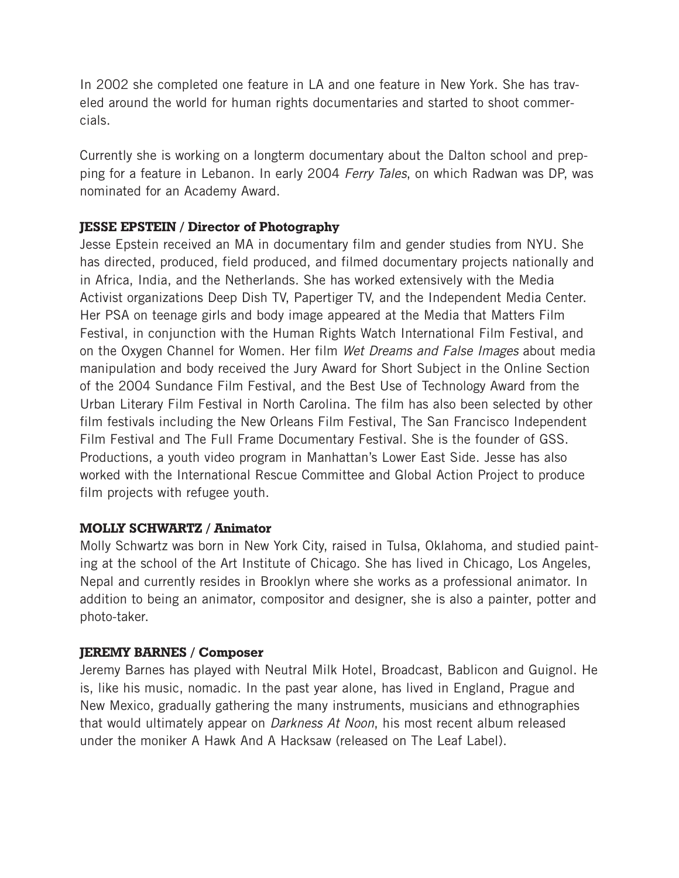In 2002 she completed one feature in LA and one feature in New York. She has traveled around the world for human rights documentaries and started to shoot commercials.

Currently she is working on a longterm documentary about the Dalton school and prepping for a feature in Lebanon. In early 2004 *Ferry Tales*, on which Radwan was DP, was nominated for an Academy Award.

**JESSE EPSTEIN / Director of Photography**

Jesse Epstein received an MA in documentary film and gender studies from NYU. She has directed, produced, field produced, and filmed documentary projects nationally and in Africa, India, and the Netherlands. She has worked extensively with the Media Activist organizations Deep Dish TV, Papertiger TV, and the Independent Media Center. Her PSA on teenage girls and body image appeared at the Media that Matters Film Festival, in conjunction with the Human Rights Watch International Film Festival, and on the Oxygen Channel for Women. Her film *Wet Dreams and False Images* about media manipulation and body received the Jury Award for Short Subject in the Online Section of the 2004 Sundance Film Festival, and the Best Use of Technology Award from the Urban Literary Film Festival in North Carolina. The film has also been selected by other film festivals including the New Orleans Film Festival, The San Francisco Independent Film Festival and The Full Frame Documentary Festival. She is the founder of GSS. Productions, a youth video program in Manhattan's Lower East Side. Jesse has also worked with the International Rescue Committee and Global Action Project to produce film projects with refugee youth.

**MOLLY SCHWARTZ / Animator**

Molly Schwartz was born in New York City, raised in Tulsa, Oklahoma, and studied painting at the school of the Art Institute of Chicago. She has lived in Chicago, Los Angeles, Nepal and currently resides in Brooklyn where she works as a professional animator. In addition to being an animator, compositor and designer, she is also a painter, potter and photo-taker.

**JEREMY BARNES / Composer**

Jeremy Barnes has played with Neutral Milk Hotel, Broadcast, Bablicon and Guignol. He is, like his music, nomadic. In the past year alone, has lived in England, Prague and New Mexico, gradually gathering the many instruments, musicians and ethnographies that would ultimately appear on *Darkness At Noon*, his most recent album released under the moniker A Hawk And A Hacksaw (released on The Leaf Label).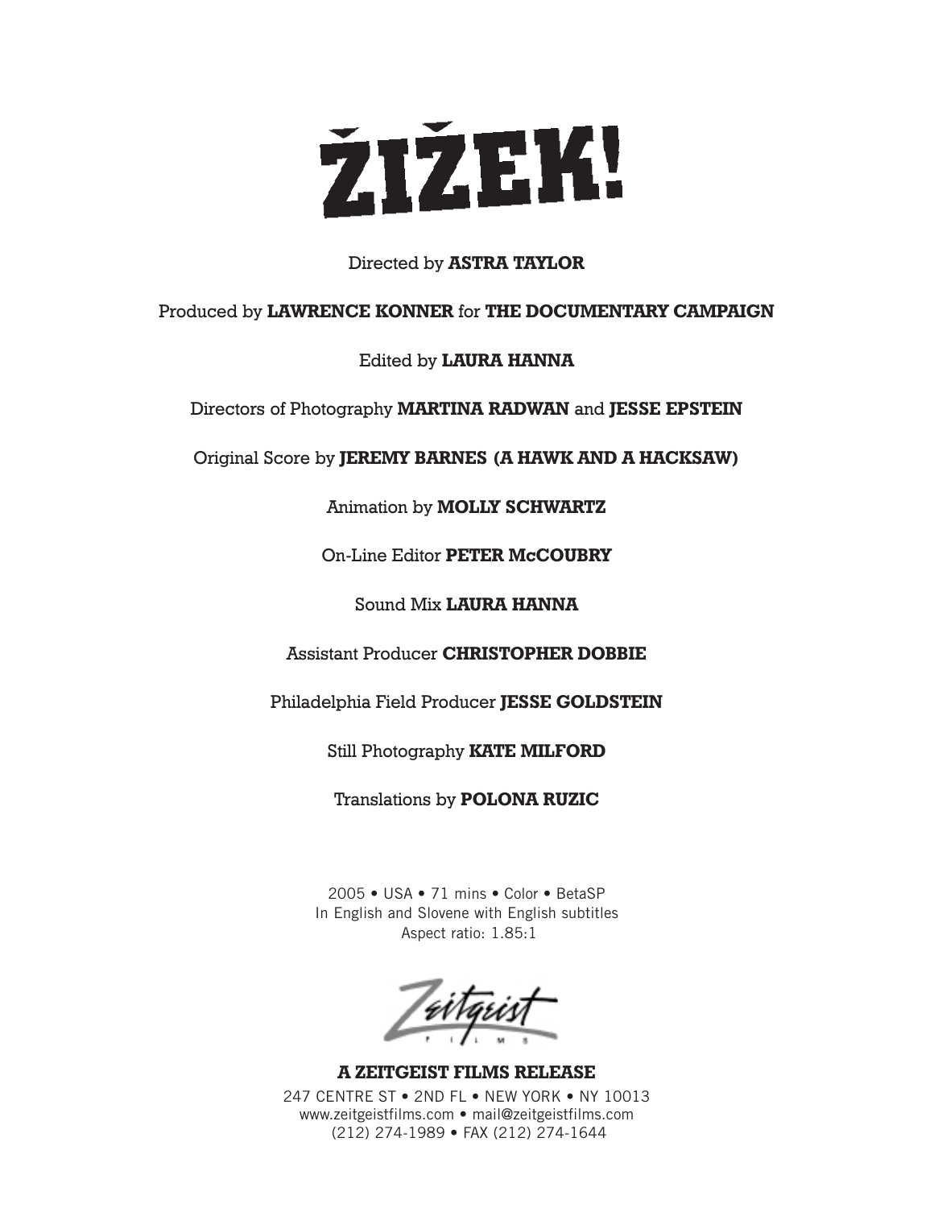# ŽIŽEK!

Directed by **ASTRA TAYLOR**

Produced by **LAWRENCE KONNER** for **THE DOCUMENTARY CAMPAIGN**

Edited by **LAURA HANNA**

Directors of Photography **MARTINA RADWAN** and **JESSE EPSTEIN**

Original Score by **JEREMY BARNES (A HAWK AND A HACKSAW)**

Animation by **MOLLY SCHWARTZ**

On-Line Editor **PETER McCOUBRY**

Sound Mix **LAURA HANNA**

Assistant Producer **CHRISTOPHER DOBBIE**

Philadelphia Field Producer **JESSE GOLDSTEIN**

Still Photography **KATE MILFORD**

Translations by **POLONA RUZIC**

2005 • USA • 71 mins • Color • BetaSP
In English and Slovene with English subtitles
Aspect ratio: 1.85:1

Zeitgeist
FILMS

**A ZEITGEIST FILMS RELEASE**

247 CENTRE ST • 2ND FL • NEW YORK • NY 10013
www.zeitgeistfilms.com • mail@zeitgeistfilms.com
(212) 274-1989 • FAX (212) 274-1644